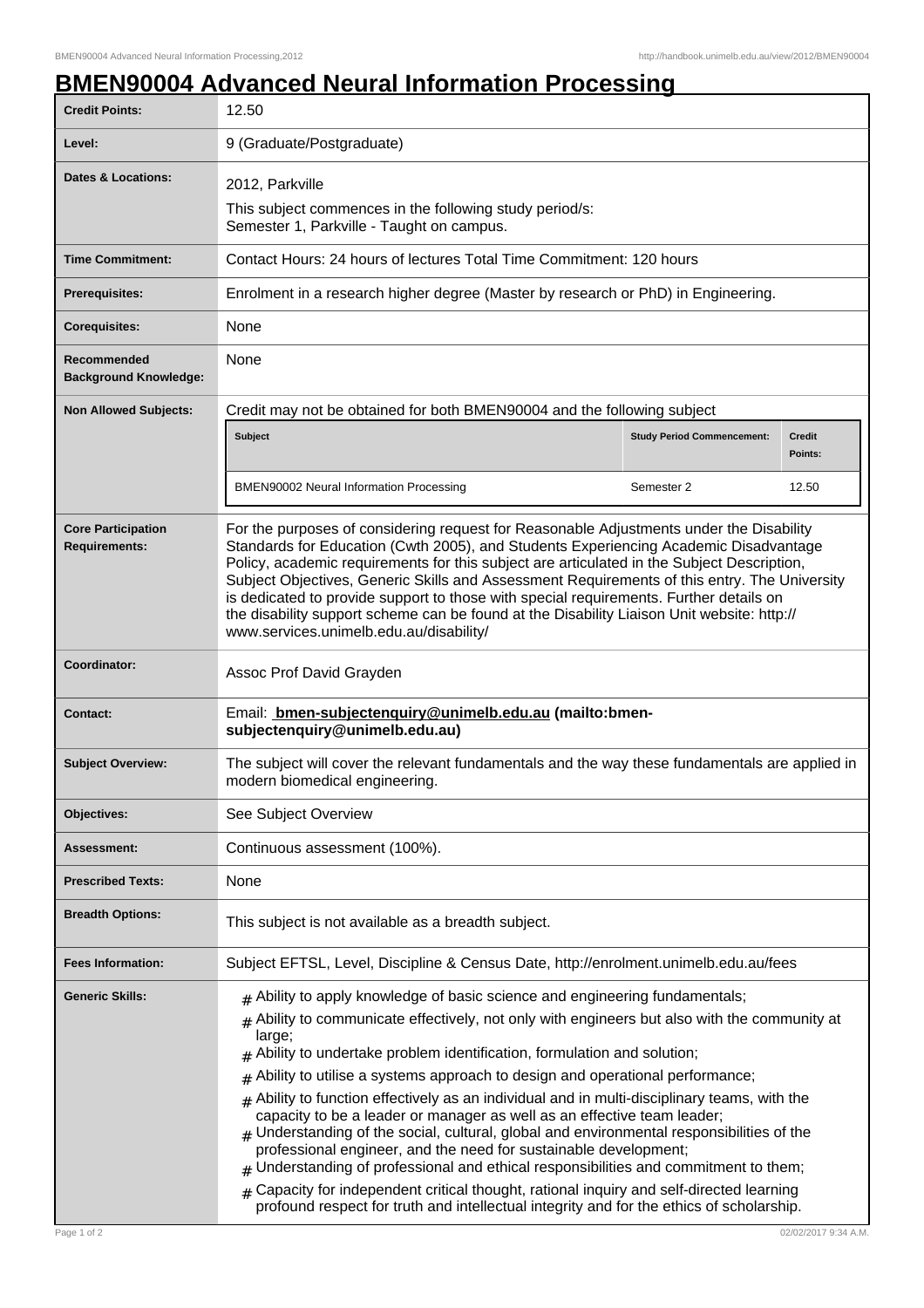# BMEN90004 Advanced Neural Information Processing

| Field | Details |
|---|---|
| **Credit Points:** | 12.50 |
| **Level:** | 9 (Graduate/Postgraduate) |
| **Dates & Locations:** | 2012, Parkville<br>This subject commences in the following study period/s:<br>Semester 1, Parkville - Taught on campus. |
| **Time Commitment:** | Contact Hours: 24 hours of lectures Total Time Commitment: 120 hours |
| **Prerequisites:** | Enrolment in a research higher degree (Master by research or PhD) in Engineering. |
| **Corequisites:** | None |
| **Recommended Background Knowledge:** | None |
| **Non Allowed Subjects:** | Credit may not be obtained for both BMEN90004 and the following subject<br>**Subject** / **Study Period Commencement:** / **Credit Points:**<br>BMEN90002 Neural Information Processing / Semester 2 / 12.50 |
| **Core Participation Requirements:** | For the purposes of considering request for Reasonable Adjustments under the Disability Standards for Education (Cwth 2005), and Students Experiencing Academic Disadvantage Policy, academic requirements for this subject are articulated in the Subject Description, Subject Objectives, Generic Skills and Assessment Requirements of this entry. The University is dedicated to provide support to those with special requirements. Further details on the disability support scheme can be found at the Disability Liaison Unit website: http://www.services.unimelb.edu.au/disability/ |
| **Coordinator:** | Assoc Prof David Grayden |
| **Contact:** | Email: **bmen-subjectenquiry@unimelb.edu.au (mailto:bmen-subjectenquiry@unimelb.edu.au)** |
| **Subject Overview:** | The subject will cover the relevant fundamentals and the way these fundamentals are applied in modern biomedical engineering. |
| **Objectives:** | See Subject Overview |
| **Assessment:** | Continuous assessment (100%). |
| **Prescribed Texts:** | None |
| **Breadth Options:** | This subject is not available as a breadth subject. |
| **Fees Information:** | Subject EFTSL, Level, Discipline & Census Date, http://enrolment.unimelb.edu.au/fees |
| **Generic Skills:** | # Ability to apply knowledge of basic science and engineering fundamentals;<br># Ability to communicate effectively, not only with engineers but also with the community at large;<br># Ability to undertake problem identification, formulation and solution;<br># Ability to utilise a systems approach to design and operational performance;<br># Ability to function effectively as an individual and in multi-disciplinary teams, with the capacity to be a leader or manager as well as an effective team leader;<br># Understanding of the social, cultural, global and environmental responsibilities of the professional engineer, and the need for sustainable development;<br># Understanding of professional and ethical responsibilities and commitment to them;<br># Capacity for independent critical thought, rational inquiry and self-directed learning profound respect for truth and intellectual integrity and for the ethics of scholarship. |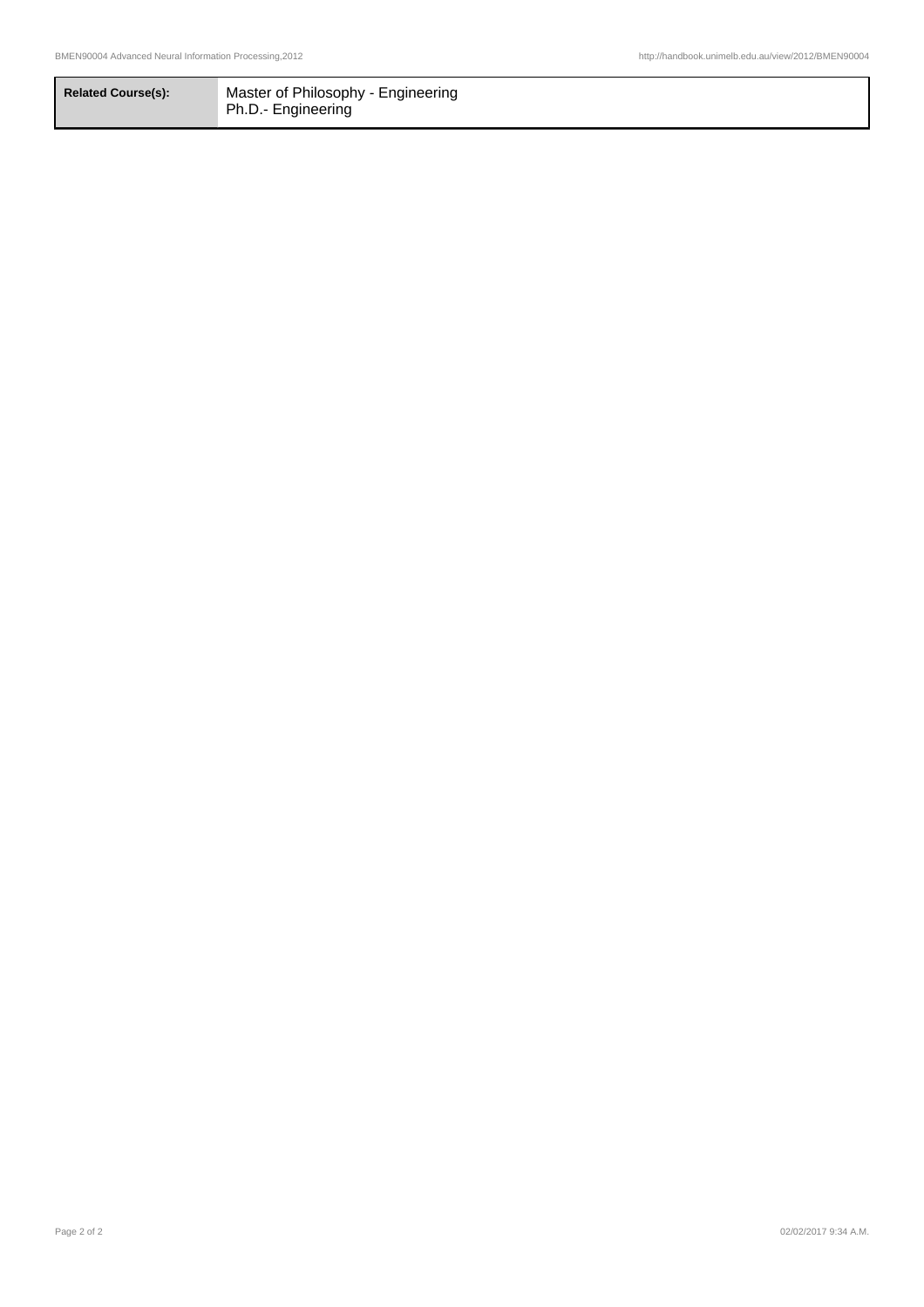| | |
|---|---|
| **Related Course(s):** | Master of Philosophy - Engineering<br>Ph.D.- Engineering |